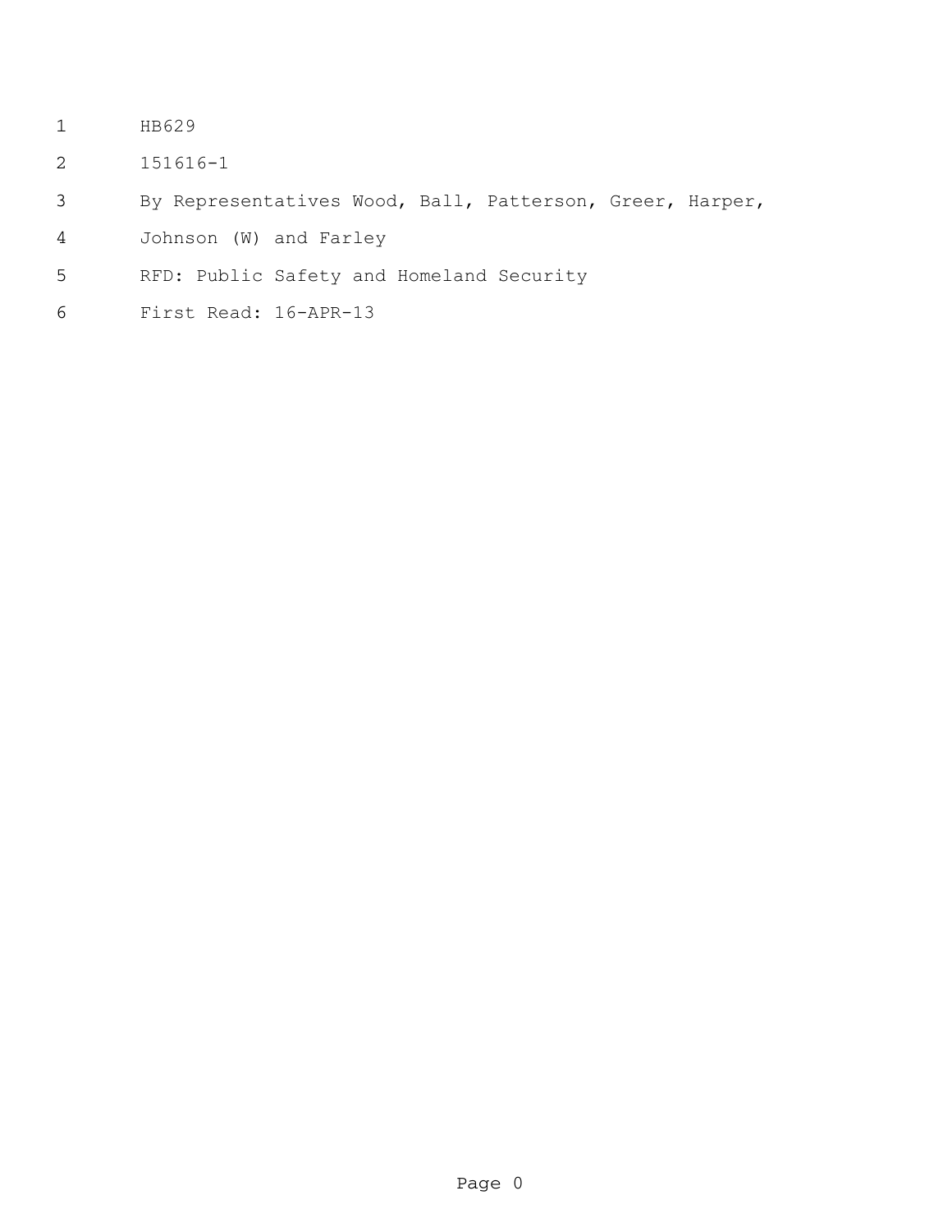HB629

151616-1

By Representatives Wood, Ball, Patterson, Greer, Harper, Johnson (W) and Farley

RFD: Public Safety and Homeland Security

First Read: 16-APR-13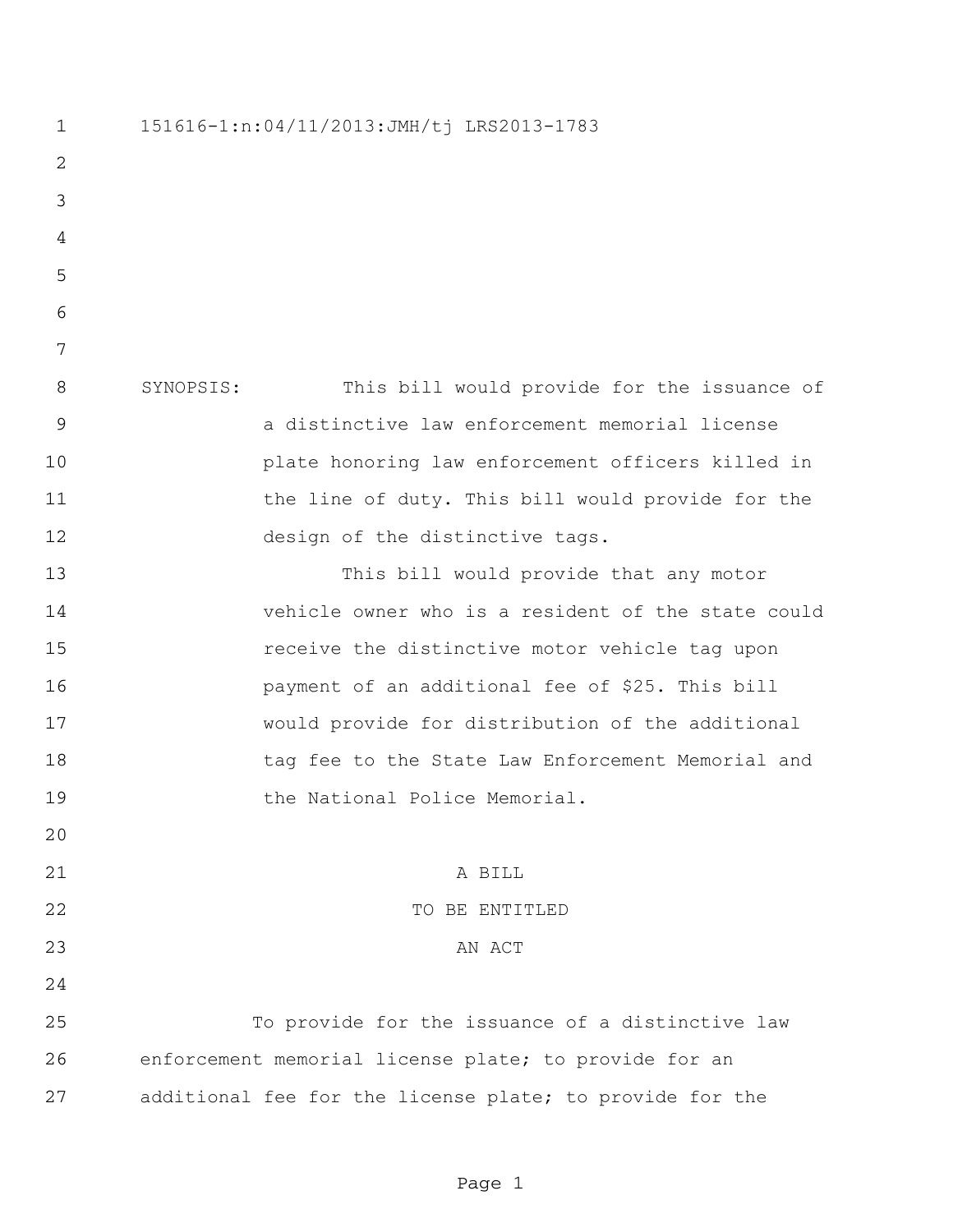151616-1:n:04/11/2013:JMH/tj LRS2013-1783

SYNOPSIS: This bill would provide for the issuance of a distinctive law enforcement memorial license plate honoring law enforcement officers killed in the line of duty. This bill would provide for the design of the distinctive tags.

This bill would provide that any motor vehicle owner who is a resident of the state could receive the distinctive motor vehicle tag upon payment of an additional fee of $25. This bill would provide for distribution of the additional tag fee to the State Law Enforcement Memorial and the National Police Memorial.

A BILL

TO BE ENTITLED

AN ACT

To provide for the issuance of a distinctive law enforcement memorial license plate; to provide for an additional fee for the license plate; to provide for the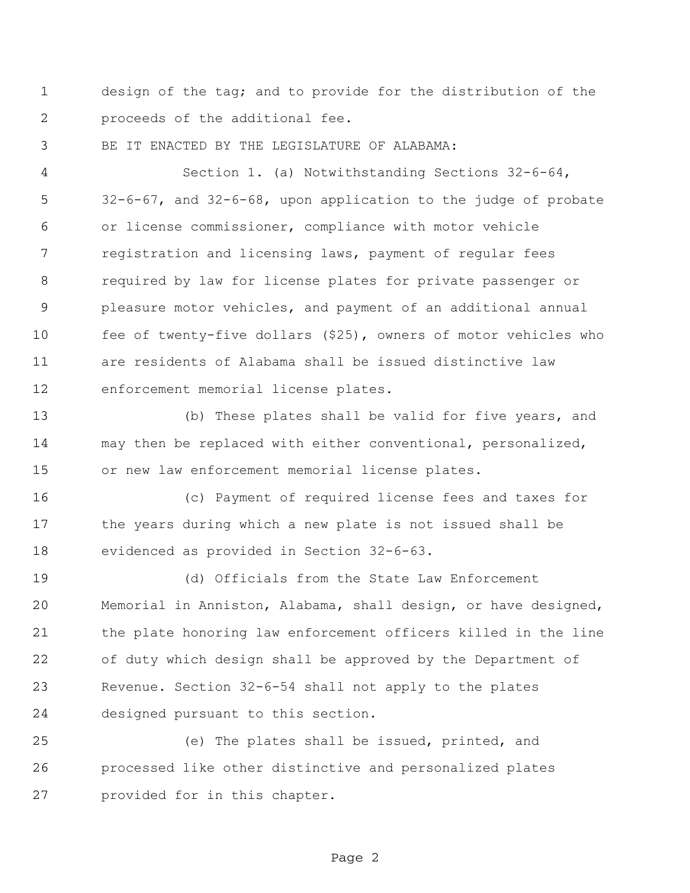design of the tag; and to provide for the distribution of the proceeds of the additional fee.

BE IT ENACTED BY THE LEGISLATURE OF ALABAMA:

Section 1. (a) Notwithstanding Sections 32-6-64, 32-6-67, and 32-6-68, upon application to the judge of probate or license commissioner, compliance with motor vehicle registration and licensing laws, payment of regular fees required by law for license plates for private passenger or pleasure motor vehicles, and payment of an additional annual fee of twenty-five dollars ($25), owners of motor vehicles who are residents of Alabama shall be issued distinctive law enforcement memorial license plates.

(b) These plates shall be valid for five years, and may then be replaced with either conventional, personalized, or new law enforcement memorial license plates.

(c) Payment of required license fees and taxes for the years during which a new plate is not issued shall be evidenced as provided in Section 32-6-63.

(d) Officials from the State Law Enforcement Memorial in Anniston, Alabama, shall design, or have designed, the plate honoring law enforcement officers killed in the line of duty which design shall be approved by the Department of Revenue. Section 32-6-54 shall not apply to the plates designed pursuant to this section.

(e) The plates shall be issued, printed, and processed like other distinctive and personalized plates provided for in this chapter.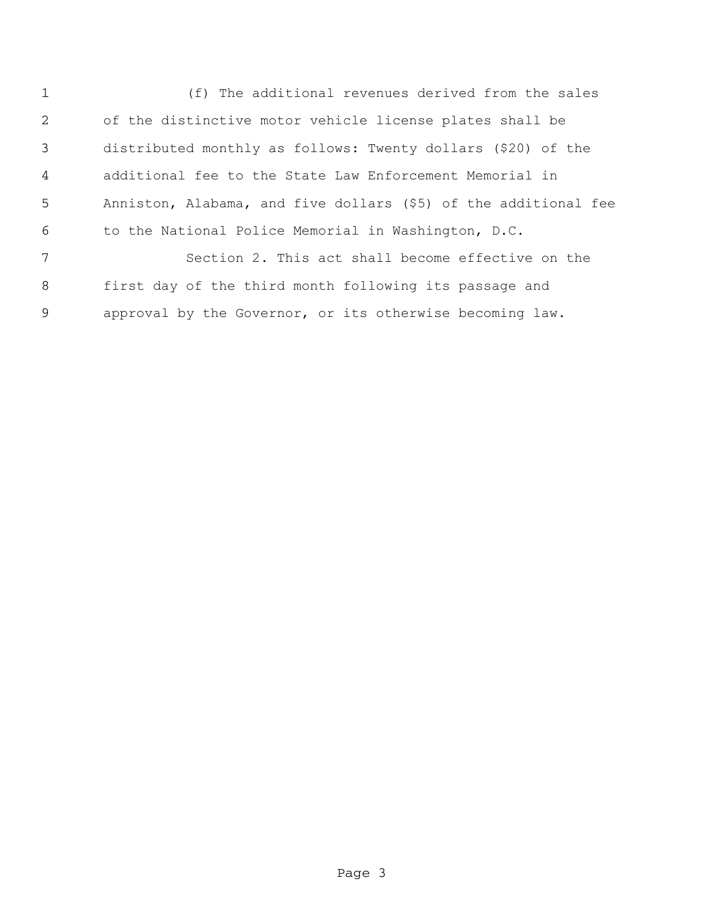(f) The additional revenues derived from the sales of the distinctive motor vehicle license plates shall be distributed monthly as follows: Twenty dollars ($20) of the additional fee to the State Law Enforcement Memorial in Anniston, Alabama, and five dollars ($5) of the additional fee to the National Police Memorial in Washington, D.C.

Section 2. This act shall become effective on the first day of the third month following its passage and approval by the Governor, or its otherwise becoming law.